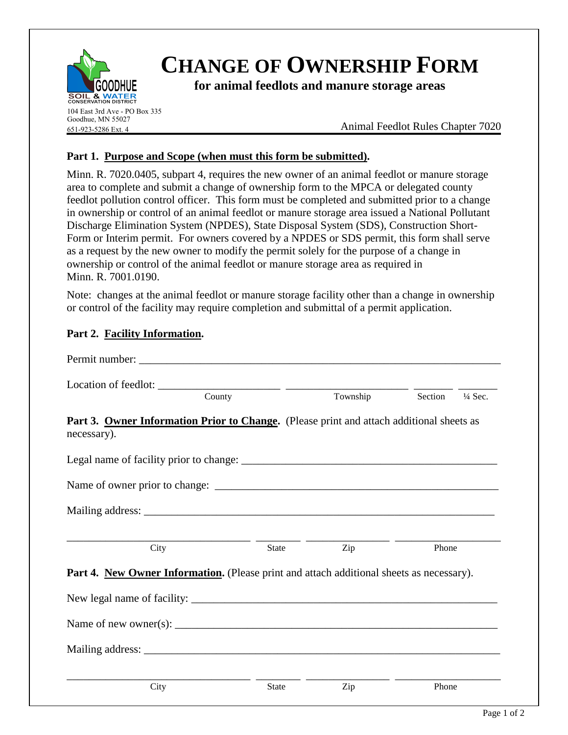GOODHUE SOIL & WATER CONSERVATION DISTRICT

104 East 3rd Ave - PO Box 335
Goodhue, MN 55027
651-923-5286 Ext. 4

# CHANGE OF OWNERSHIP FORM

**for animal feedlots and manure storage areas**

Animal Feedlot Rules Chapter 7020

**Part 1. Purpose and Scope (when must this form be submitted).**

Minn. R. 7020.0405, subpart 4, requires the new owner of an animal feedlot or manure storage area to complete and submit a change of ownership form to the MPCA or delegated county feedlot pollution control officer. This form must be completed and submitted prior to a change in ownership or control of an animal feedlot or manure storage area issued a National Pollutant Discharge Elimination System (NPDES), State Disposal System (SDS), Construction Short-Form or Interim permit. For owners covered by a NPDES or SDS permit, this form shall serve as a request by the new owner to modify the permit solely for the purpose of a change in ownership or control of the animal feedlot or manure storage area as required in Minn. R. 7001.0190.

Note: changes at the animal feedlot or manure storage facility other than a change in ownership or control of the facility may require completion and submittal of a permit application.

**Part 2. Facility Information.**

Permit number: ___________________________________________________________________

Location of feedlot: ______________________ ______________________ _______ _______
County / Township / Section / ¼ Sec.

**Part 3. Owner Information Prior to Change.** (Please print and attach additional sheets as necessary).

Legal name of facility prior to change: _____________________________________________

Name of owner prior to change: ___________________________________________________

Mailing address: _______________________________________________________________

_________________________________ ________ _______________ ___________________
City / State / Zip / Phone

**Part 4. New Owner Information.** (Please print and attach additional sheets as necessary).

New legal name of facility: _______________________________________________________

Name of new owner(s): __________________________________________________________

Mailing address: _______________________________________________________________

_________________________________ ________ _______________ ___________________
City / State / Zip / Phone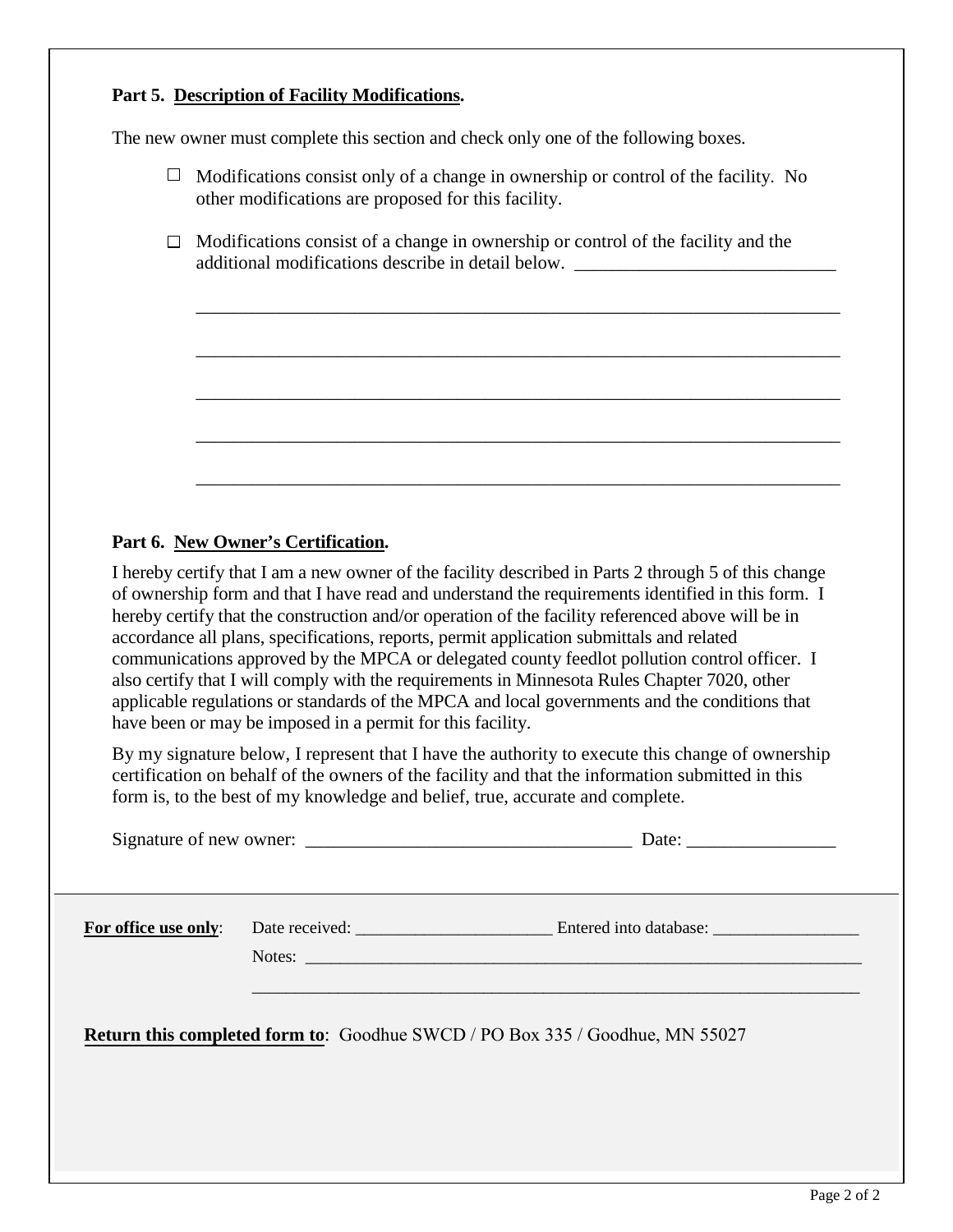**Part 5. Description of Facility Modifications.**

The new owner must complete this section and check only one of the following boxes.

☐ Modifications consist only of a change in ownership or control of the facility. No other modifications are proposed for this facility.

☐ Modifications consist of a change in ownership or control of the facility and the additional modifications describe in detail below. ____________________________

______________________________________________________________________

______________________________________________________________________

______________________________________________________________________

______________________________________________________________________

______________________________________________________________________

**Part 6. New Owner's Certification.**

I hereby certify that I am a new owner of the facility described in Parts 2 through 5 of this change of ownership form and that I have read and understand the requirements identified in this form. I hereby certify that the construction and/or operation of the facility referenced above will be in accordance all plans, specifications, reports, permit application submittals and related communications approved by the MPCA or delegated county feedlot pollution control officer. I also certify that I will comply with the requirements in Minnesota Rules Chapter 7020, other applicable regulations or standards of the MPCA and local governments and the conditions that have been or may be imposed in a permit for this facility.

By my signature below, I represent that I have the authority to execute this change of ownership certification on behalf of the owners of the facility and that the information submitted in this form is, to the best of my knowledge and belief, true, accurate and complete.

Signature of new owner: ___________________________________ Date: ________________

---

**For office use only**: Date received: ______________________ Entered into database: _________________

Notes: ____________________________________________________________________

______________________________________________________________________

**Return this completed form to**: Goodhue SWCD / PO Box 335 / Goodhue, MN 55027